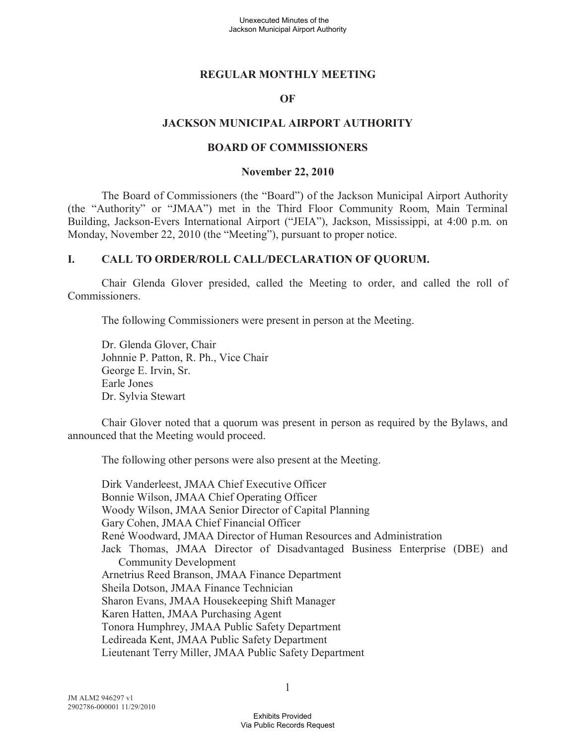# REGULAR MONTHLY MEETING

# OF

# JACKSON MUNICIPAL AIRPORT AUTHORITY

# BOARD OF COMMISSIONERS

**November 22, 2010**

The Board of Commissioners (the "Board") of the Jackson Municipal Airport Authority (the "Authority" or "JMAA") met in the Third Floor Community Room, Main Terminal Building, Jackson-Evers International Airport ("JEIA"), Jackson, Mississippi, at 4:00 p.m. on Monday, November 22, 2010 (the "Meeting"), pursuant to proper notice.

## I. CALL TO ORDER/ROLL CALL/DECLARATION OF QUORUM.

Chair Glenda Glover presided, called the Meeting to order, and called the roll of Commissioners.

The following Commissioners were present in person at the Meeting.

Dr. Glenda Glover, Chair
Johnnie P. Patton, R. Ph., Vice Chair
George E. Irvin, Sr.
Earle Jones
Dr. Sylvia Stewart

Chair Glover noted that a quorum was present in person as required by the Bylaws, and announced that the Meeting would proceed.

The following other persons were also present at the Meeting.

Dirk Vanderleest, JMAA Chief Executive Officer
Bonnie Wilson, JMAA Chief Operating Officer
Woody Wilson, JMAA Senior Director of Capital Planning
Gary Cohen, JMAA Chief Financial Officer
René Woodward, JMAA Director of Human Resources and Administration
Jack Thomas, JMAA Director of Disadvantaged Business Enterprise (DBE) and Community Development
Arnetrius Reed Branson, JMAA Finance Department
Sheila Dotson, JMAA Finance Technician
Sharon Evans, JMAA Housekeeping Shift Manager
Karen Hatten, JMAA Purchasing Agent
Tonora Humphrey, JMAA Public Safety Department
Ledireada Kent, JMAA Public Safety Department
Lieutenant Terry Miller, JMAA Public Safety Department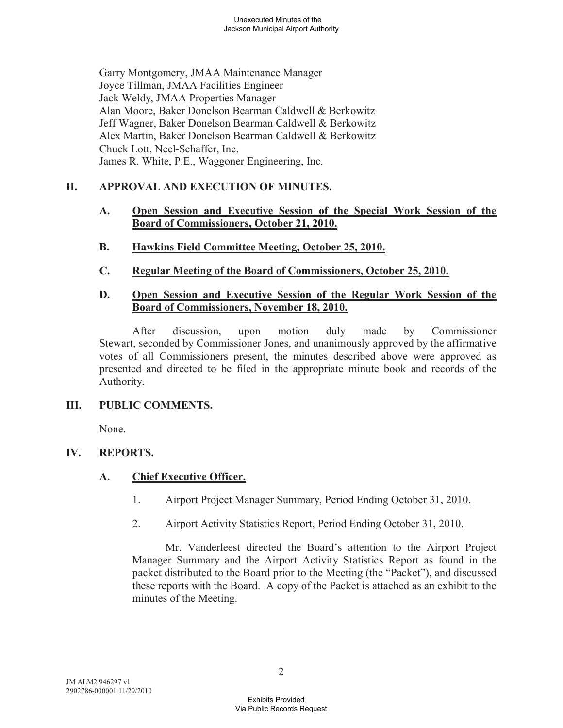Garry Montgomery, JMAA Maintenance Manager
Joyce Tillman, JMAA Facilities Engineer
Jack Weldy, JMAA Properties Manager
Alan Moore, Baker Donelson Bearman Caldwell & Berkowitz
Jeff Wagner, Baker Donelson Bearman Caldwell & Berkowitz
Alex Martin, Baker Donelson Bearman Caldwell & Berkowitz
Chuck Lott, Neel-Schaffer, Inc.
James R. White, P.E., Waggoner Engineering, Inc.

## II. APPROVAL AND EXECUTION OF MINUTES.

**A. <u>Open Session and Executive Session of the Special Work Session of the Board of Commissioners, October 21, 2010.</u>**

**B. <u>Hawkins Field Committee Meeting, October 25, 2010.</u>**

**C. <u>Regular Meeting of the Board of Commissioners, October 25, 2010.</u>**

**D. <u>Open Session and Executive Session of the Regular Work Session of the Board of Commissioners, November 18, 2010.</u>**

After discussion, upon motion duly made by Commissioner Stewart, seconded by Commissioner Jones, and unanimously approved by the affirmative votes of all Commissioners present, the minutes described above were approved as presented and directed to be filed in the appropriate minute book and records of the Authority.

## III. PUBLIC COMMENTS.

None.

## IV. REPORTS.

**A. <u>Chief Executive Officer.</u>**

1. <u>Airport Project Manager Summary, Period Ending October 31, 2010.</u>

2. <u>Airport Activity Statistics Report, Period Ending October 31, 2010.</u>

Mr. Vanderleest directed the Board's attention to the Airport Project Manager Summary and the Airport Activity Statistics Report as found in the packet distributed to the Board prior to the Meeting (the "Packet"), and discussed these reports with the Board. A copy of the Packet is attached as an exhibit to the minutes of the Meeting.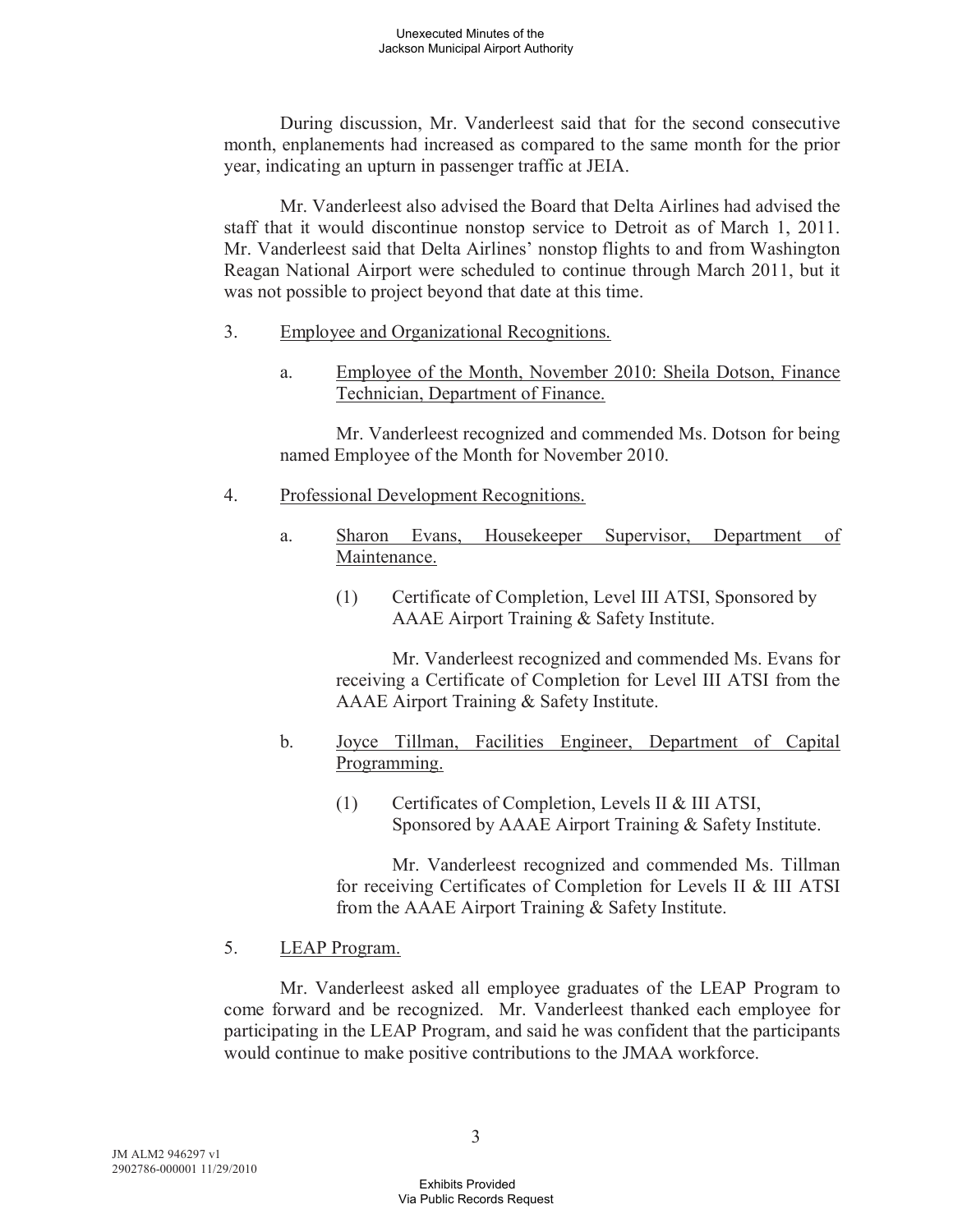During discussion, Mr. Vanderleest said that for the second consecutive month, enplanements had increased as compared to the same month for the prior year, indicating an upturn in passenger traffic at JEIA.

Mr. Vanderleest also advised the Board that Delta Airlines had advised the staff that it would discontinue nonstop service to Detroit as of March 1, 2011. Mr. Vanderleest said that Delta Airlines' nonstop flights to and from Washington Reagan National Airport were scheduled to continue through March 2011, but it was not possible to project beyond that date at this time.

3. Employee and Organizational Recognitions.

   a. Employee of the Month, November 2010: Sheila Dotson, Finance Technician, Department of Finance.

      Mr. Vanderleest recognized and commended Ms. Dotson for being named Employee of the Month for November 2010.

4. Professional Development Recognitions.

   a. Sharon Evans, Housekeeper Supervisor, Department of Maintenance.

      (1) Certificate of Completion, Level III ATSI, Sponsored by AAAE Airport Training & Safety Institute.

      Mr. Vanderleest recognized and commended Ms. Evans for receiving a Certificate of Completion for Level III ATSI from the AAAE Airport Training & Safety Institute.

   b. Joyce Tillman, Facilities Engineer, Department of Capital Programming.

      (1) Certificates of Completion, Levels II & III ATSI, Sponsored by AAAE Airport Training & Safety Institute.

      Mr. Vanderleest recognized and commended Ms. Tillman for receiving Certificates of Completion for Levels II & III ATSI from the AAAE Airport Training & Safety Institute.

5. LEAP Program.

Mr. Vanderleest asked all employee graduates of the LEAP Program to come forward and be recognized. Mr. Vanderleest thanked each employee for participating in the LEAP Program, and said he was confident that the participants would continue to make positive contributions to the JMAA workforce.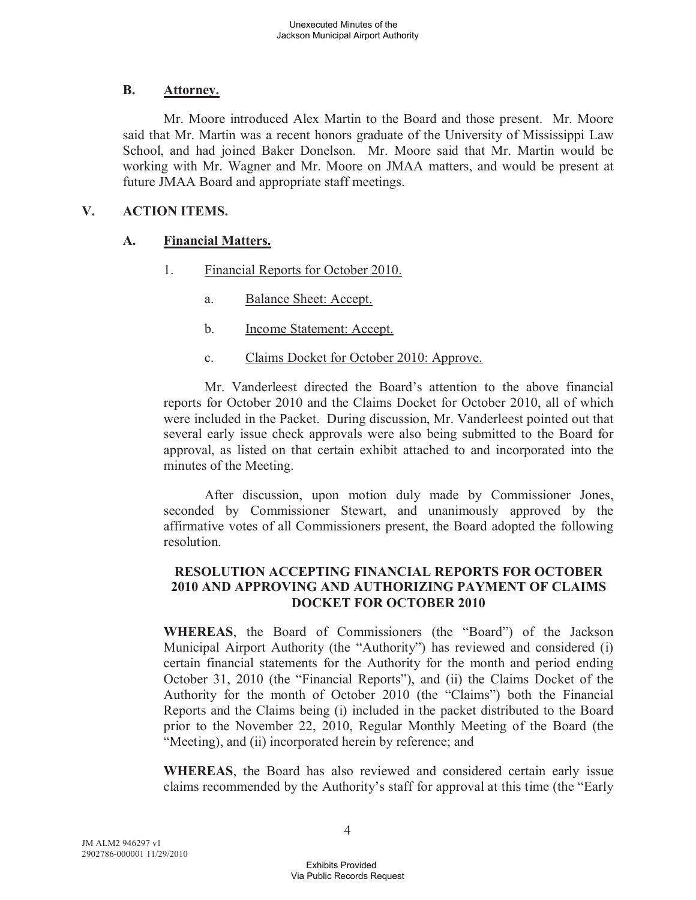### B. Attorney.

Mr. Moore introduced Alex Martin to the Board and those present. Mr. Moore said that Mr. Martin was a recent honors graduate of the University of Mississippi Law School, and had joined Baker Donelson. Mr. Moore said that Mr. Martin would be working with Mr. Wagner and Mr. Moore on JMAA matters, and would be present at future JMAA Board and appropriate staff meetings.

## V. ACTION ITEMS.

### A. Financial Matters.

1. Financial Reports for October 2010.

   a. Balance Sheet: Accept.

   b. Income Statement: Accept.

   c. Claims Docket for October 2010: Approve.

Mr. Vanderleest directed the Board's attention to the above financial reports for October 2010 and the Claims Docket for October 2010, all of which were included in the Packet. During discussion, Mr. Vanderleest pointed out that several early issue check approvals were also being submitted to the Board for approval, as listed on that certain exhibit attached to and incorporated into the minutes of the Meeting.

After discussion, upon motion duly made by Commissioner Jones, seconded by Commissioner Stewart, and unanimously approved by the affirmative votes of all Commissioners present, the Board adopted the following resolution.

**RESOLUTION ACCEPTING FINANCIAL REPORTS FOR OCTOBER 2010 AND APPROVING AND AUTHORIZING PAYMENT OF CLAIMS DOCKET FOR OCTOBER 2010**

**WHEREAS**, the Board of Commissioners (the "Board") of the Jackson Municipal Airport Authority (the "Authority") has reviewed and considered (i) certain financial statements for the Authority for the month and period ending October 31, 2010 (the "Financial Reports"), and (ii) the Claims Docket of the Authority for the month of October 2010 (the "Claims") both the Financial Reports and the Claims being (i) included in the packet distributed to the Board prior to the November 22, 2010, Regular Monthly Meeting of the Board (the "Meeting), and (ii) incorporated herein by reference; and

**WHEREAS**, the Board has also reviewed and considered certain early issue claims recommended by the Authority's staff for approval at this time (the "Early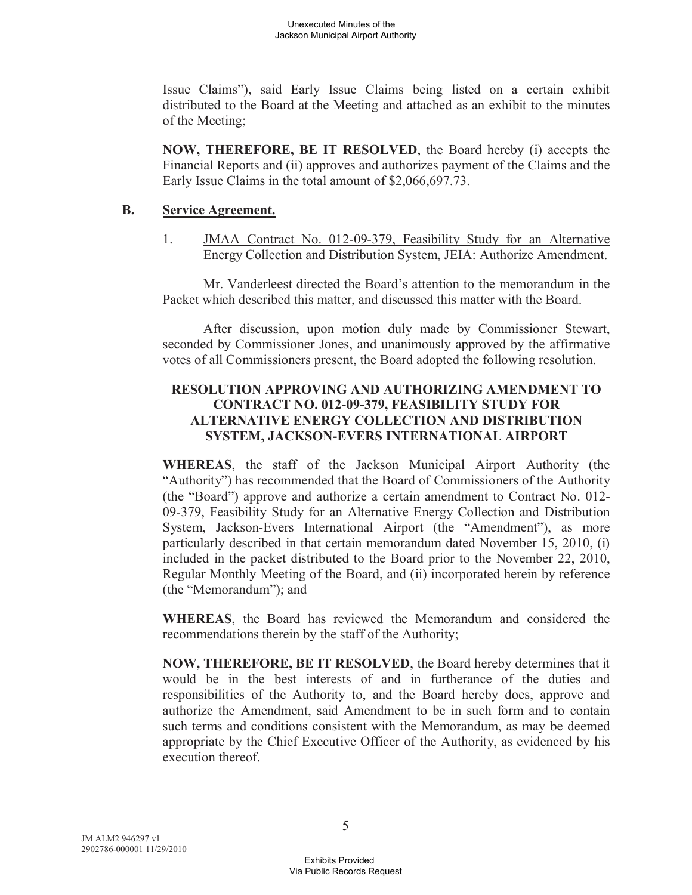Issue Claims"), said Early Issue Claims being listed on a certain exhibit distributed to the Board at the Meeting and attached as an exhibit to the minutes of the Meeting;

**NOW, THEREFORE, BE IT RESOLVED**, the Board hereby (i) accepts the Financial Reports and (ii) approves and authorizes payment of the Claims and the Early Issue Claims in the total amount of $2,066,697.73.

**B. <u>Service Agreement.</u>**

1. <u>JMAA Contract No. 012-09-379, Feasibility Study for an Alternative Energy Collection and Distribution System, JEIA: Authorize Amendment.</u>

Mr. Vanderleest directed the Board's attention to the memorandum in the Packet which described this matter, and discussed this matter with the Board.

After discussion, upon motion duly made by Commissioner Stewart, seconded by Commissioner Jones, and unanimously approved by the affirmative votes of all Commissioners present, the Board adopted the following resolution.

**RESOLUTION APPROVING AND AUTHORIZING AMENDMENT TO CONTRACT NO. 012-09-379, FEASIBILITY STUDY FOR ALTERNATIVE ENERGY COLLECTION AND DISTRIBUTION SYSTEM, JACKSON-EVERS INTERNATIONAL AIRPORT**

**WHEREAS**, the staff of the Jackson Municipal Airport Authority (the "Authority") has recommended that the Board of Commissioners of the Authority (the "Board") approve and authorize a certain amendment to Contract No. 012-09-379, Feasibility Study for an Alternative Energy Collection and Distribution System, Jackson-Evers International Airport (the "Amendment"), as more particularly described in that certain memorandum dated November 15, 2010, (i) included in the packet distributed to the Board prior to the November 22, 2010, Regular Monthly Meeting of the Board, and (ii) incorporated herein by reference (the "Memorandum"); and

**WHEREAS**, the Board has reviewed the Memorandum and considered the recommendations therein by the staff of the Authority;

**NOW, THEREFORE, BE IT RESOLVED**, the Board hereby determines that it would be in the best interests of and in furtherance of the duties and responsibilities of the Authority to, and the Board hereby does, approve and authorize the Amendment, said Amendment to be in such form and to contain such terms and conditions consistent with the Memorandum, as may be deemed appropriate by the Chief Executive Officer of the Authority, as evidenced by his execution thereof.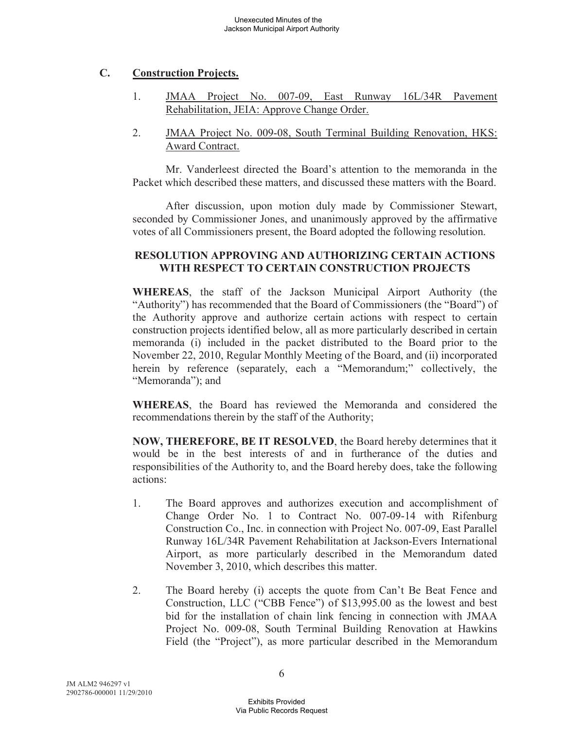## C. Construction Projects.

1. JMAA Project No. 007-09, East Runway 16L/34R Pavement Rehabilitation, JEIA: Approve Change Order.

2. JMAA Project No. 009-08, South Terminal Building Renovation, HKS: Award Contract.

Mr. Vanderleest directed the Board's attention to the memoranda in the Packet which described these matters, and discussed these matters with the Board.

After discussion, upon motion duly made by Commissioner Stewart, seconded by Commissioner Jones, and unanimously approved by the affirmative votes of all Commissioners present, the Board adopted the following resolution.

**RESOLUTION APPROVING AND AUTHORIZING CERTAIN ACTIONS WITH RESPECT TO CERTAIN CONSTRUCTION PROJECTS**

**WHEREAS**, the staff of the Jackson Municipal Airport Authority (the "Authority") has recommended that the Board of Commissioners (the "Board") of the Authority approve and authorize certain actions with respect to certain construction projects identified below, all as more particularly described in certain memoranda (i) included in the packet distributed to the Board prior to the November 22, 2010, Regular Monthly Meeting of the Board, and (ii) incorporated herein by reference (separately, each a "Memorandum;" collectively, the "Memoranda"); and

**WHEREAS**, the Board has reviewed the Memoranda and considered the recommendations therein by the staff of the Authority;

**NOW, THEREFORE, BE IT RESOLVED**, the Board hereby determines that it would be in the best interests of and in furtherance of the duties and responsibilities of the Authority to, and the Board hereby does, take the following actions:

1. The Board approves and authorizes execution and accomplishment of Change Order No. 1 to Contract No. 007-09-14 with Rifenburg Construction Co., Inc. in connection with Project No. 007-09, East Parallel Runway 16L/34R Pavement Rehabilitation at Jackson-Evers International Airport, as more particularly described in the Memorandum dated November 3, 2010, which describes this matter.

2. The Board hereby (i) accepts the quote from Can't Be Beat Fence and Construction, LLC ("CBB Fence") of $13,995.00 as the lowest and best bid for the installation of chain link fencing in connection with JMAA Project No. 009-08, South Terminal Building Renovation at Hawkins Field (the "Project"), as more particular described in the Memorandum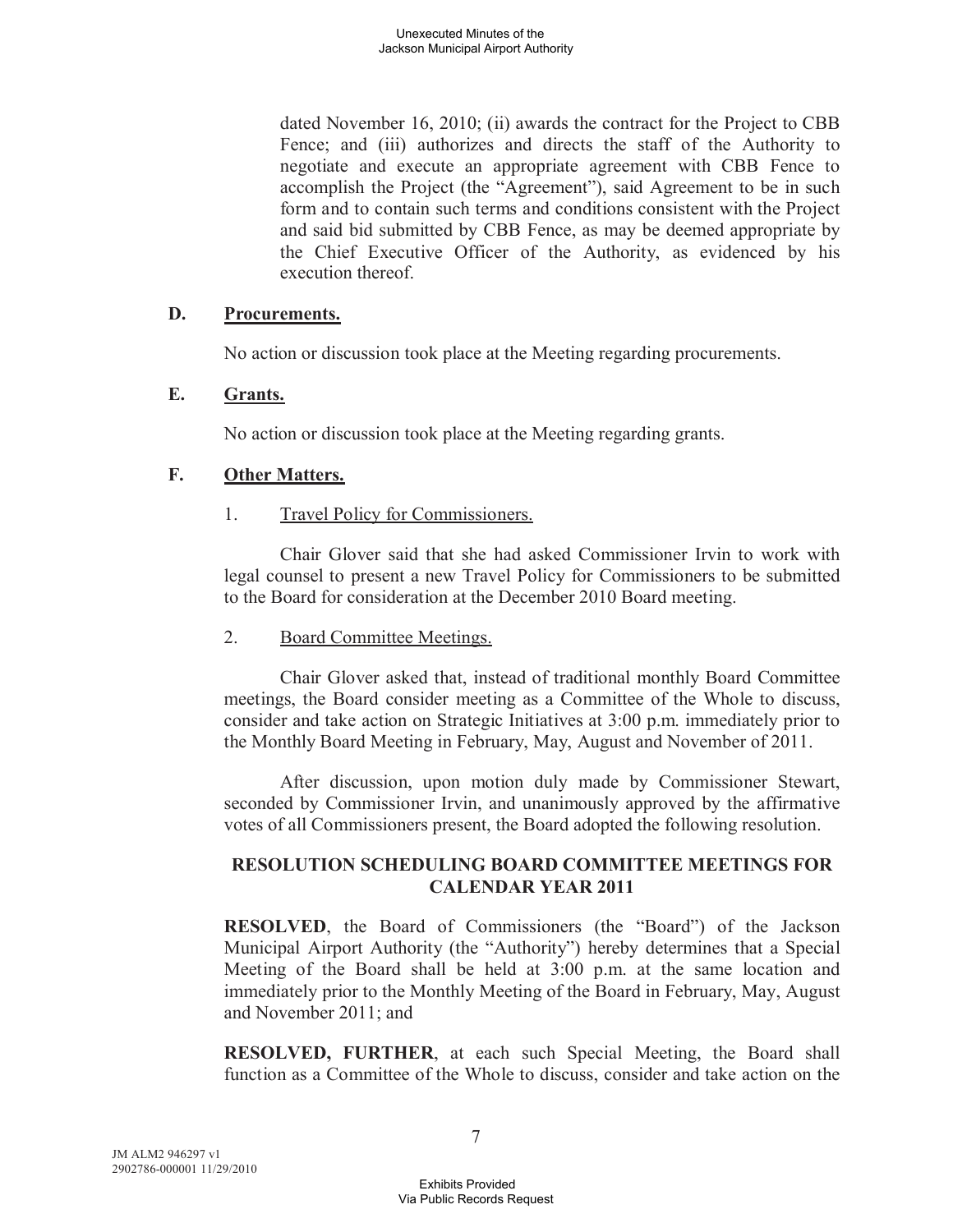dated November 16, 2010; (ii) awards the contract for the Project to CBB Fence; and (iii) authorizes and directs the staff of the Authority to negotiate and execute an appropriate agreement with CBB Fence to accomplish the Project (the "Agreement"), said Agreement to be in such form and to contain such terms and conditions consistent with the Project and said bid submitted by CBB Fence, as may be deemed appropriate by the Chief Executive Officer of the Authority, as evidenced by his execution thereof.

**D. Procurements.**

No action or discussion took place at the Meeting regarding procurements.

**E. Grants.**

No action or discussion took place at the Meeting regarding grants.

**F. Other Matters.**

1. Travel Policy for Commissioners.

Chair Glover said that she had asked Commissioner Irvin to work with legal counsel to present a new Travel Policy for Commissioners to be submitted to the Board for consideration at the December 2010 Board meeting.

2. Board Committee Meetings.

Chair Glover asked that, instead of traditional monthly Board Committee meetings, the Board consider meeting as a Committee of the Whole to discuss, consider and take action on Strategic Initiatives at 3:00 p.m. immediately prior to the Monthly Board Meeting in February, May, August and November of 2011.

After discussion, upon motion duly made by Commissioner Stewart, seconded by Commissioner Irvin, and unanimously approved by the affirmative votes of all Commissioners present, the Board adopted the following resolution.

**RESOLUTION SCHEDULING BOARD COMMITTEE MEETINGS FOR CALENDAR YEAR 2011**

**RESOLVED**, the Board of Commissioners (the "Board") of the Jackson Municipal Airport Authority (the "Authority") hereby determines that a Special Meeting of the Board shall be held at 3:00 p.m. at the same location and immediately prior to the Monthly Meeting of the Board in February, May, August and November 2011; and

**RESOLVED, FURTHER**, at each such Special Meeting, the Board shall function as a Committee of the Whole to discuss, consider and take action on the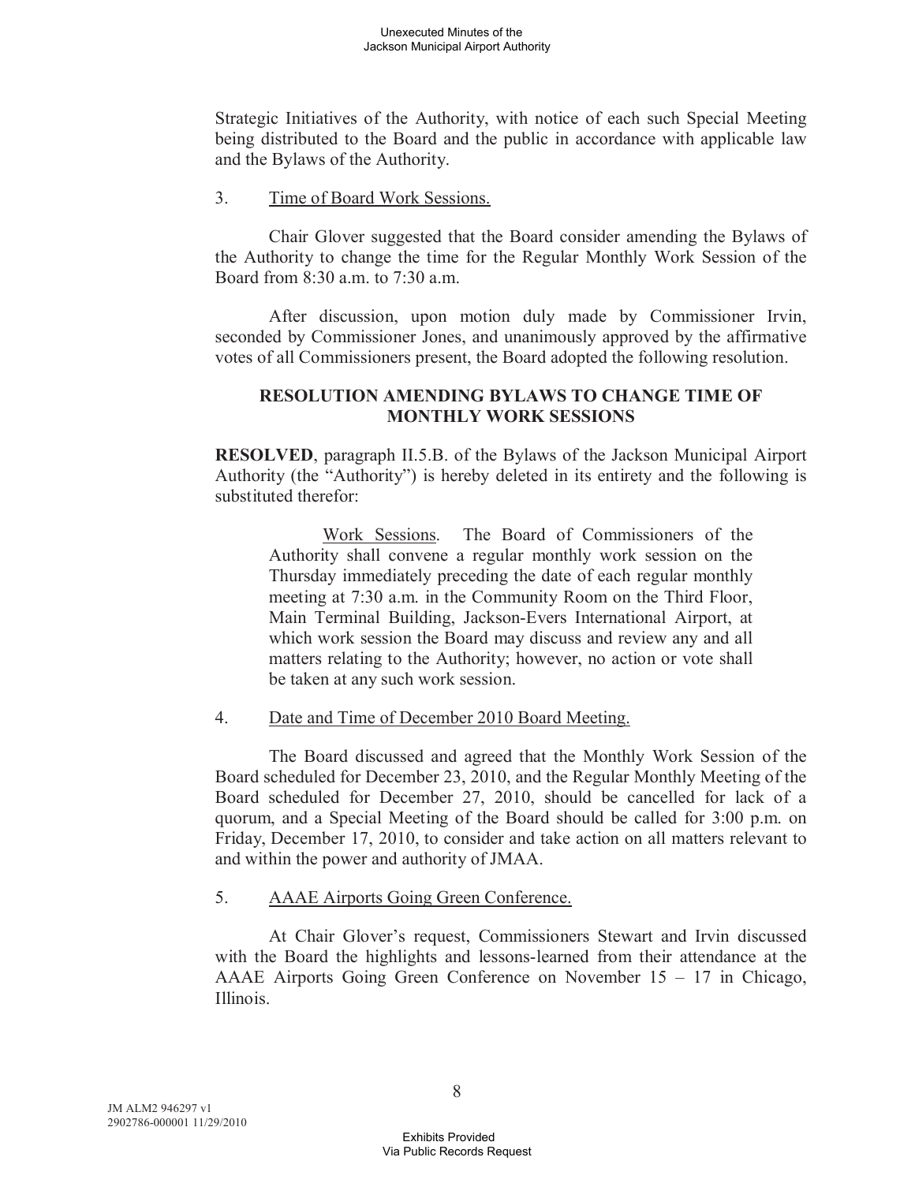Strategic Initiatives of the Authority, with notice of each such Special Meeting being distributed to the Board and the public in accordance with applicable law and the Bylaws of the Authority.

3. Time of Board Work Sessions.

Chair Glover suggested that the Board consider amending the Bylaws of the Authority to change the time for the Regular Monthly Work Session of the Board from 8:30 a.m. to 7:30 a.m.

After discussion, upon motion duly made by Commissioner Irvin, seconded by Commissioner Jones, and unanimously approved by the affirmative votes of all Commissioners present, the Board adopted the following resolution.

**RESOLUTION AMENDING BYLAWS TO CHANGE TIME OF MONTHLY WORK SESSIONS**

**RESOLVED**, paragraph II.5.B. of the Bylaws of the Jackson Municipal Airport Authority (the "Authority") is hereby deleted in its entirety and the following is substituted therefor:

> Work Sessions. The Board of Commissioners of the Authority shall convene a regular monthly work session on the Thursday immediately preceding the date of each regular monthly meeting at 7:30 a.m. in the Community Room on the Third Floor, Main Terminal Building, Jackson-Evers International Airport, at which work session the Board may discuss and review any and all matters relating to the Authority; however, no action or vote shall be taken at any such work session.

4. Date and Time of December 2010 Board Meeting.

The Board discussed and agreed that the Monthly Work Session of the Board scheduled for December 23, 2010, and the Regular Monthly Meeting of the Board scheduled for December 27, 2010, should be cancelled for lack of a quorum, and a Special Meeting of the Board should be called for 3:00 p.m. on Friday, December 17, 2010, to consider and take action on all matters relevant to and within the power and authority of JMAA.

5. AAAE Airports Going Green Conference.

At Chair Glover's request, Commissioners Stewart and Irvin discussed with the Board the highlights and lessons-learned from their attendance at the AAAE Airports Going Green Conference on November 15 – 17 in Chicago, Illinois.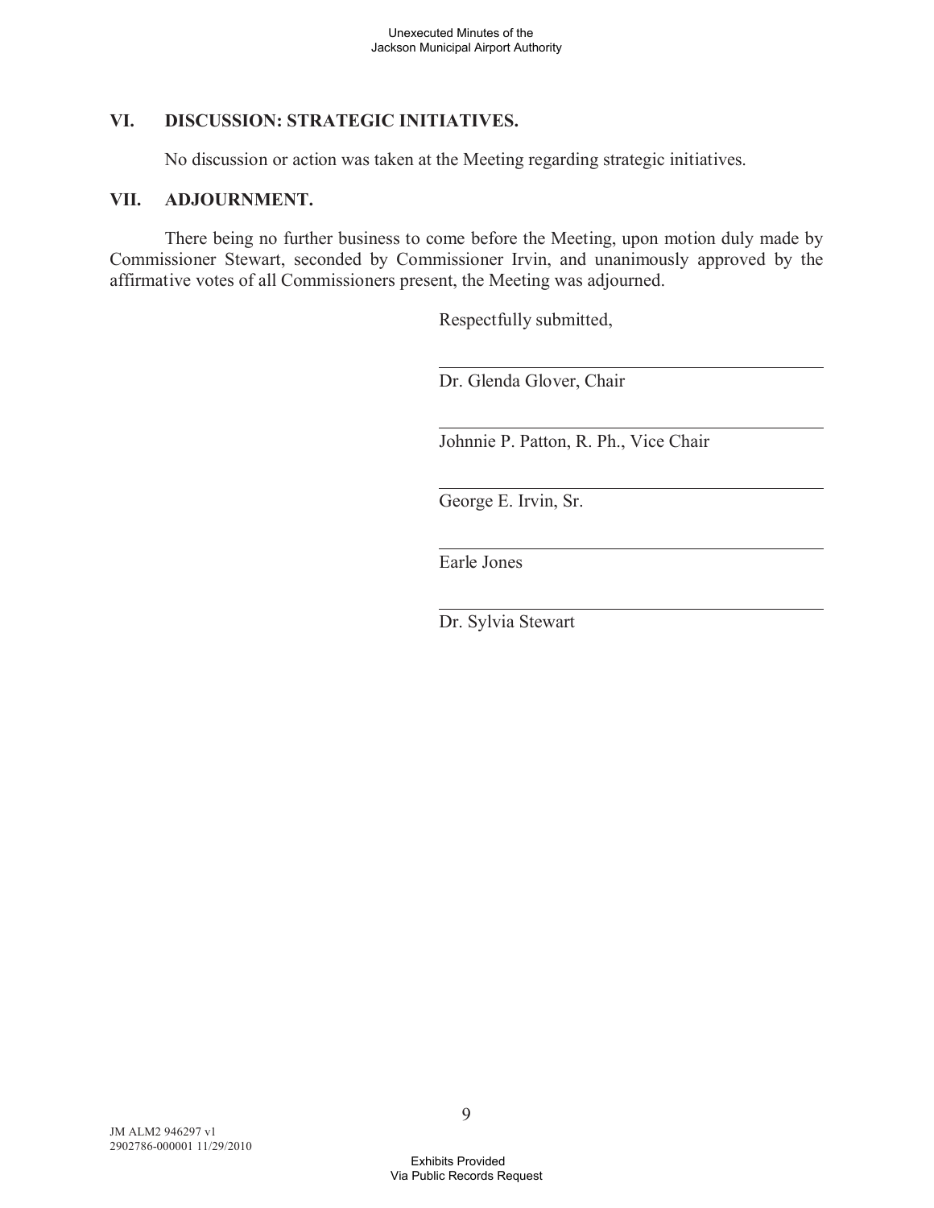## VI. DISCUSSION: STRATEGIC INITIATIVES.

No discussion or action was taken at the Meeting regarding strategic initiatives.

## VII. ADJOURNMENT.

There being no further business to come before the Meeting, upon motion duly made by Commissioner Stewart, seconded by Commissioner Irvin, and unanimously approved by the affirmative votes of all Commissioners present, the Meeting was adjourned.

Respectfully submitted,

\_\_\_\_\_\_\_\_\_\_\_\_\_\_\_\_\_\_\_\_\_\_\_\_\_\_\_\_\_\_\_\_\_\_\_\_\_\_

Dr. Glenda Glover, Chair

\_\_\_\_\_\_\_\_\_\_\_\_\_\_\_\_\_\_\_\_\_\_\_\_\_\_\_\_\_\_\_\_\_\_\_\_\_\_

Johnnie P. Patton, R. Ph., Vice Chair

\_\_\_\_\_\_\_\_\_\_\_\_\_\_\_\_\_\_\_\_\_\_\_\_\_\_\_\_\_\_\_\_\_\_\_\_\_\_

George E. Irvin, Sr.

\_\_\_\_\_\_\_\_\_\_\_\_\_\_\_\_\_\_\_\_\_\_\_\_\_\_\_\_\_\_\_\_\_\_\_\_\_\_

Earle Jones

\_\_\_\_\_\_\_\_\_\_\_\_\_\_\_\_\_\_\_\_\_\_\_\_\_\_\_\_\_\_\_\_\_\_\_\_\_\_

Dr. Sylvia Stewart

JM ALM2 946297 v1
2902786-000001 11/29/2010